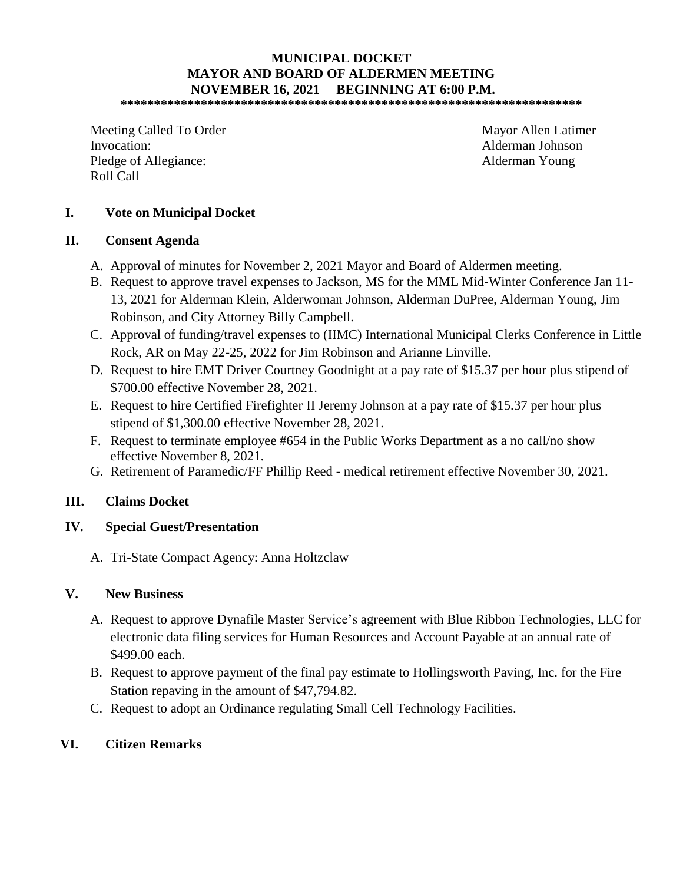# MUNICIPAL DOCKET
## MAYOR AND BOARD OF ALDERMEN MEETING
## NOVEMBER 16, 2021 BEGINNING AT 6:00 P.M.

**************************************************************************

| | |
|---|---|
| Meeting Called To Order | Mayor Allen Latimer |
| Invocation: | Alderman Johnson |
| Pledge of Allegiance: | Alderman Young |
| Roll Call | |

### I. Vote on Municipal Docket

### II. Consent Agenda

A. Approval of minutes for November 2, 2021 Mayor and Board of Aldermen meeting.
B. Request to approve travel expenses to Jackson, MS for the MML Mid-Winter Conference Jan 11-13, 2021 for Alderman Klein, Alderwoman Johnson, Alderman DuPree, Alderman Young, Jim Robinson, and City Attorney Billy Campbell.
C. Approval of funding/travel expenses to (IIMC) International Municipal Clerks Conference in Little Rock, AR on May 22-25, 2022 for Jim Robinson and Arianne Linville.
D. Request to hire EMT Driver Courtney Goodnight at a pay rate of $15.37 per hour plus stipend of $700.00 effective November 28, 2021.
E. Request to hire Certified Firefighter II Jeremy Johnson at a pay rate of $15.37 per hour plus stipend of $1,300.00 effective November 28, 2021.
F. Request to terminate employee #654 in the Public Works Department as a no call/no show effective November 8, 2021.
G. Retirement of Paramedic/FF Phillip Reed - medical retirement effective November 30, 2021.

### III. Claims Docket

### IV. Special Guest/Presentation

A. Tri-State Compact Agency: Anna Holtzclaw

### V. New Business

A. Request to approve Dynafile Master Service's agreement with Blue Ribbon Technologies, LLC for electronic data filing services for Human Resources and Account Payable at an annual rate of $499.00 each.
B. Request to approve payment of the final pay estimate to Hollingsworth Paving, Inc. for the Fire Station repaving in the amount of $47,794.82.
C. Request to adopt an Ordinance regulating Small Cell Technology Facilities.

### VI. Citizen Remarks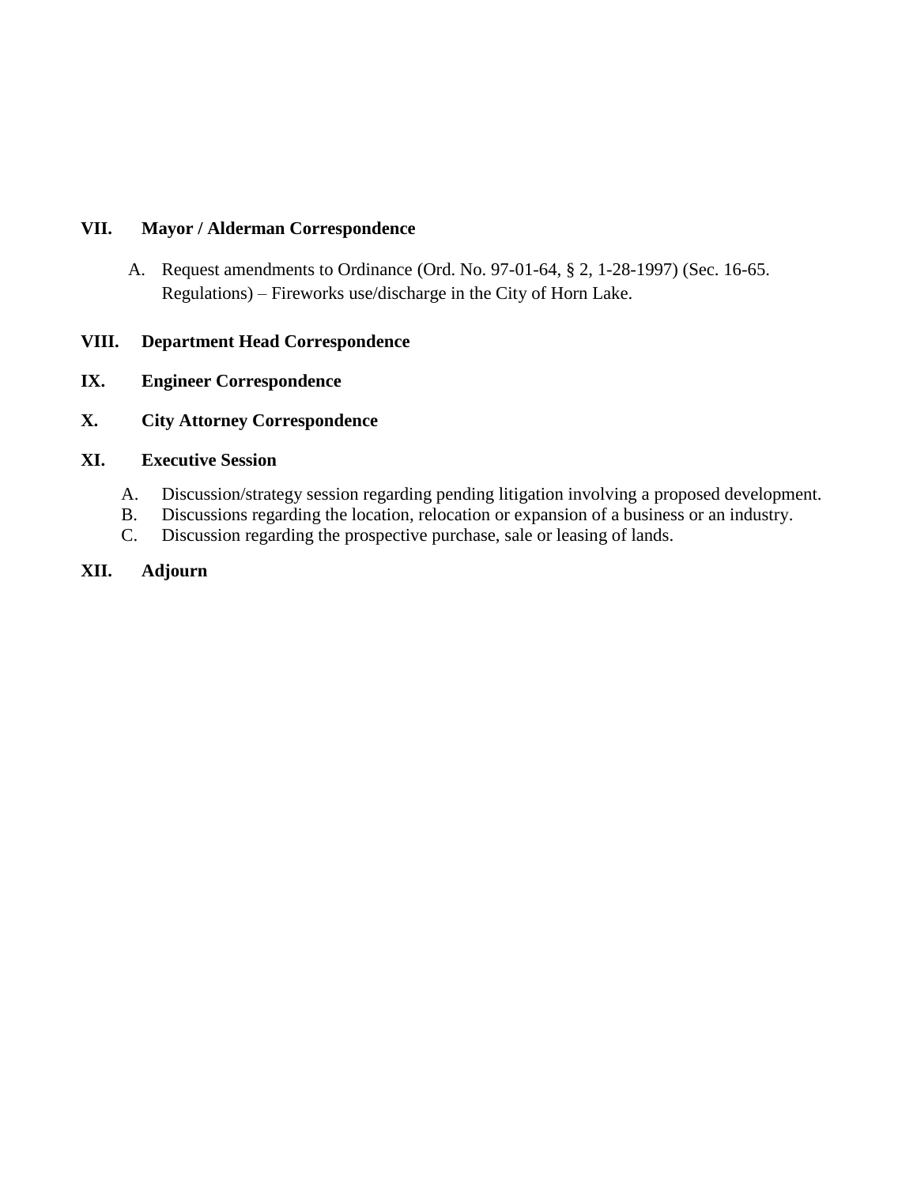**VII. Mayor / Alderman Correspondence**

A. Request amendments to Ordinance (Ord. No. 97-01-64, § 2, 1-28-1997) (Sec. 16-65. Regulations) – Fireworks use/discharge in the City of Horn Lake.

**VIII. Department Head Correspondence**

**IX. Engineer Correspondence**

**X. City Attorney Correspondence**

**XI. Executive Session**

A. Discussion/strategy session regarding pending litigation involving a proposed development.
B. Discussions regarding the location, relocation or expansion of a business or an industry.
C. Discussion regarding the prospective purchase, sale or leasing of lands.

**XII. Adjourn**